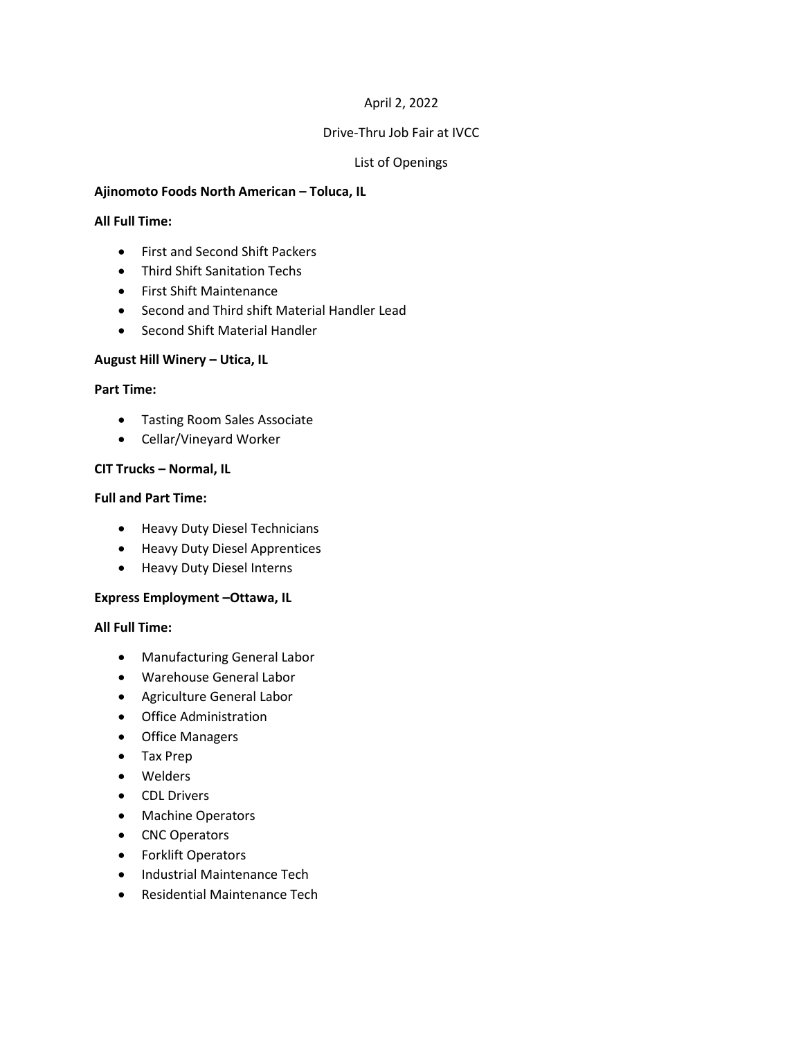April 2, 2022

Drive-Thru Job Fair at IVCC

List of Openings

**Ajinomoto Foods North American – Toluca, IL**

**All Full Time:**

- First and Second Shift Packers
- Third Shift Sanitation Techs
- First Shift Maintenance
- Second and Third shift Material Handler Lead
- Second Shift Material Handler

**August Hill Winery – Utica, IL**

**Part Time:**

- Tasting Room Sales Associate
- Cellar/Vineyard Worker

**CIT Trucks – Normal, IL**

**Full and Part Time:**

- Heavy Duty Diesel Technicians
- Heavy Duty Diesel Apprentices
- Heavy Duty Diesel Interns

**Express Employment –Ottawa, IL**

**All Full Time:**

- Manufacturing General Labor
- Warehouse General Labor
- Agriculture General Labor
- Office Administration
- Office Managers
- Tax Prep
- Welders
- CDL Drivers
- Machine Operators
- CNC Operators
- Forklift Operators
- Industrial Maintenance Tech
- Residential Maintenance Tech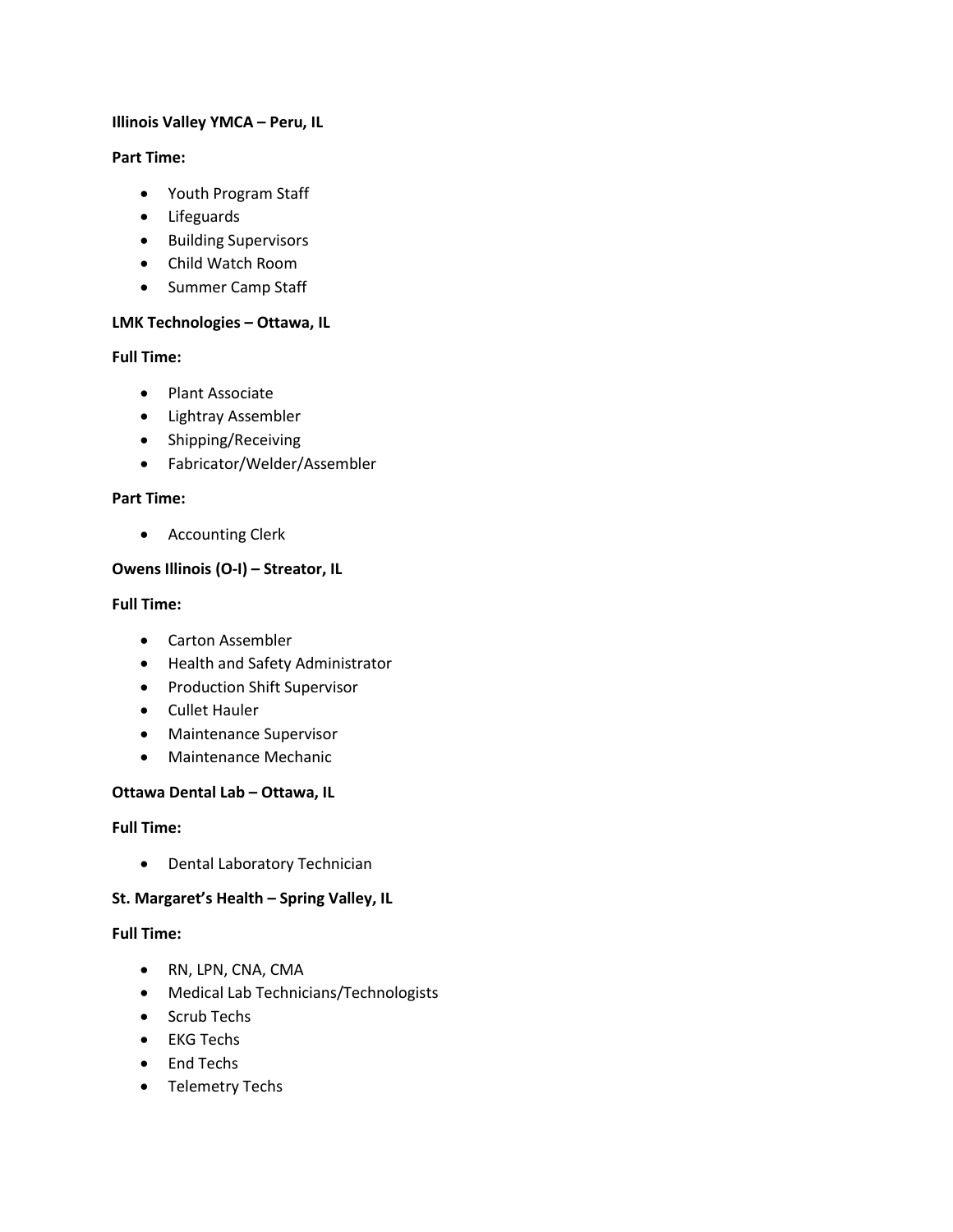**Illinois Valley YMCA – Peru, IL**

**Part Time:**

- Youth Program Staff
- Lifeguards
- Building Supervisors
- Child Watch Room
- Summer Camp Staff

**LMK Technologies – Ottawa, IL**

**Full Time:**

- Plant Associate
- Lightray Assembler
- Shipping/Receiving
- Fabricator/Welder/Assembler

**Part Time:**

- Accounting Clerk

**Owens Illinois (O-I) – Streator, IL**

**Full Time:**

- Carton Assembler
- Health and Safety Administrator
- Production Shift Supervisor
- Cullet Hauler
- Maintenance Supervisor
- Maintenance Mechanic

**Ottawa Dental Lab – Ottawa, IL**

**Full Time:**

- Dental Laboratory Technician

**St. Margaret's Health – Spring Valley, IL**

**Full Time:**

- RN, LPN, CNA, CMA
- Medical Lab Technicians/Technologists
- Scrub Techs
- EKG Techs
- End Techs
- Telemetry Techs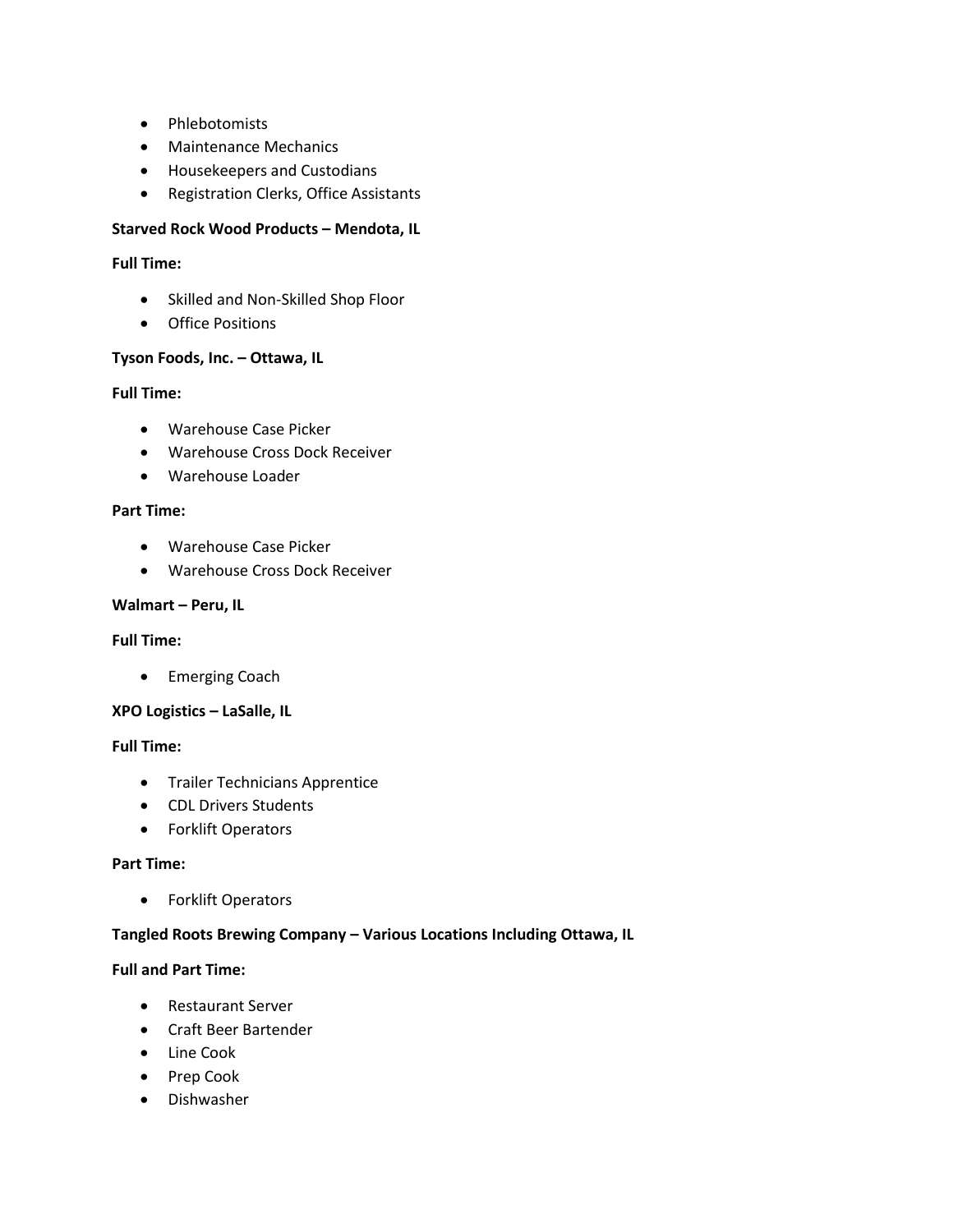- Phlebotomists
- Maintenance Mechanics
- Housekeepers and Custodians
- Registration Clerks, Office Assistants

**Starved Rock Wood Products – Mendota, IL**

**Full Time:**

- Skilled and Non-Skilled Shop Floor
- Office Positions

**Tyson Foods, Inc. – Ottawa, IL**

**Full Time:**

- Warehouse Case Picker
- Warehouse Cross Dock Receiver
- Warehouse Loader

**Part Time:**

- Warehouse Case Picker
- Warehouse Cross Dock Receiver

**Walmart – Peru, IL**

**Full Time:**

- Emerging Coach

**XPO Logistics – LaSalle, IL**

**Full Time:**

- Trailer Technicians Apprentice
- CDL Drivers Students
- Forklift Operators

**Part Time:**

- Forklift Operators

**Tangled Roots Brewing Company – Various Locations Including Ottawa, IL**

**Full and Part Time:**

- Restaurant Server
- Craft Beer Bartender
- Line Cook
- Prep Cook
- Dishwasher